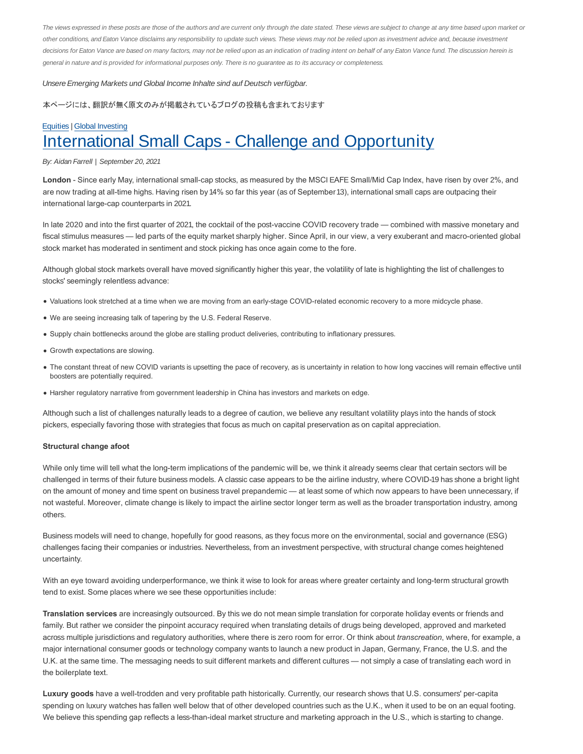*The views expressed in these posts are those of the authors and are current only through the date stated. These views are subject to change at any time based upon market or other conditions, and Eaton Vance disclaims any responsibility to update such views. These views may not be relied upon as investment advice and, because investment decisions for Eaton Vance are based on many factors, may not be relied upon as an indication of trading intent on behalf of any Eaton Vance fund. The discussion herein is general in nature and is provided for informational purposes only. There is no guarantee as to its accuracy or completeness.*

*Unsere Emerging Markets und Global Income Inhalte sind auf Deutsch verfügbar.*

本ページには、翻訳が無く原文のみが掲載されているブログの投稿も含まれております

Equities | Global Investing

# International Small Caps - Challenge and Opportunity

*By: Aidan Farrell | September 20, 2021*

**London** - Since early May, international small-cap stocks, as measured by the MSCI EAFE Small/Mid Cap Index, have risen by over 2%, and are now trading at all-time highs. Having risen by 14% so far this year (as of September 13), international small caps are outpacing their international large-cap counterparts in 2021.

In late 2020 and into the first quarter of 2021, the cocktail of the post-vaccine COVID recovery trade — combined with massive monetary and fiscal stimulus measures — led parts of the equity market sharply higher. Since April, in our view, a very exuberant and macro-oriented global stock market has moderated in sentiment and stock picking has once again come to the fore.

Although global stock markets overall have moved significantly higher this year, the volatility of late is highlighting the list of challenges to stocks' seemingly relentless advance:

- Valuations look stretched at a time when we are moving from an early-stage COVID-related economic recovery to a more midcycle phase.
- We are seeing increasing talk of tapering by the U.S. Federal Reserve.
- Supply chain bottlenecks around the globe are stalling product deliveries, contributing to inflationary pressures.
- Growth expectations are slowing.
- The constant threat of new COVID variants is upsetting the pace of recovery, as is uncertainty in relation to how long vaccines will remain effective until boosters are potentially required.
- Harsher regulatory narrative from government leadership in China has investors and markets on edge.

Although such a list of challenges naturally leads to a degree of caution, we believe any resultant volatility plays into the hands of stock pickers, especially favoring those with strategies that focus as much on capital preservation as on capital appreciation.

**Structural change afoot**

While only time will tell what the long-term implications of the pandemic will be, we think it already seems clear that certain sectors will be challenged in terms of their future business models. A classic case appears to be the airline industry, where COVID-19 has shone a bright light on the amount of money and time spent on business travel prepandemic — at least some of which now appears to have been unnecessary, if not wasteful. Moreover, climate change is likely to impact the airline sector longer term as well as the broader transportation industry, among others.

Business models will need to change, hopefully for good reasons, as they focus more on the environmental, social and governance (ESG) challenges facing their companies or industries. Nevertheless, from an investment perspective, with structural change comes heightened uncertainty.

With an eye toward avoiding underperformance, we think it wise to look for areas where greater certainty and long-term structural growth tend to exist. Some places where we see these opportunities include:

**Translation services** are increasingly outsourced. By this we do not mean simple translation for corporate holiday events or friends and family. But rather we consider the pinpoint accuracy required when translating details of drugs being developed, approved and marketed across multiple jurisdictions and regulatory authorities, where there is zero room for error. Or think about *transcreation*, where, for example, a major international consumer goods or technology company wants to launch a new product in Japan, Germany, France, the U.S. and the U.K. at the same time. The messaging needs to suit different markets and different cultures — not simply a case of translating each word in the boilerplate text.

**Luxury goods** have a well-trodden and very profitable path historically. Currently, our research shows that U.S. consumers' per-capita spending on luxury watches has fallen well below that of other developed countries such as the U.K., when it used to be on an equal footing. We believe this spending gap reflects a less-than-ideal market structure and marketing approach in the U.S., which is starting to change.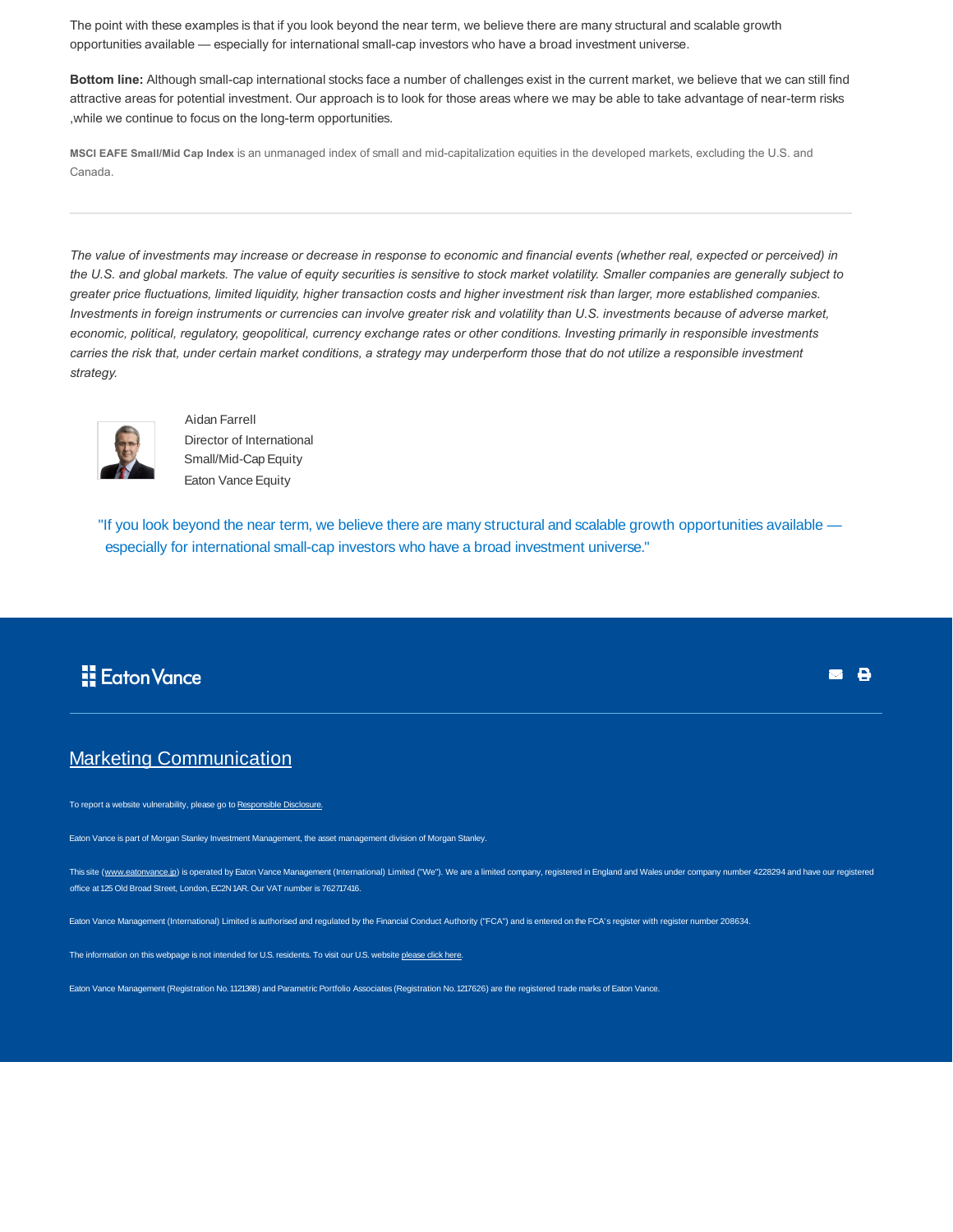The point with these examples is that if you look beyond the near term, we believe there are many structural and scalable growth opportunities available — especially for international small-cap investors who have a broad investment universe.

**Bottom line:** Although small-cap international stocks face a number of challenges exist in the current market, we believe that we can still find attractive areas for potential investment. Our approach is to look for those areas where we may be able to take advantage of near-term risks ,while we continue to focus on the long-term opportunities.

**MSCI EAFE Small/Mid Cap Index** is an unmanaged index of small and mid-capitalization equities in the developed markets, excluding the U.S. and Canada.

---

*The value of investments may increase or decrease in response to economic and financial events (whether real, expected or perceived) in the U.S. and global markets. The value of equity securities is sensitive to stock market volatility. Smaller companies are generally subject to greater price fluctuations, limited liquidity, higher transaction costs and higher investment risk than larger, more established companies. Investments in foreign instruments or currencies can involve greater risk and volatility than U.S. investments because of adverse market, economic, political, regulatory, geopolitical, currency exchange rates or other conditions. Investing primarily in responsible investments carries the risk that, under certain market conditions, a strategy may underperform those that do not utilize a responsible investment strategy.*

Aidan Farrell
Director of International Small/Mid-Cap Equity
Eaton Vance Equity

"If you look beyond the near term, we believe there are many structural and scalable growth opportunities available — especially for international small-cap investors who have a broad investment universe."

Eaton Vance

## Marketing Communication

To report a website vulnerability, please go to Responsible Disclosure.

Eaton Vance is part of Morgan Stanley Investment Management, the asset management division of Morgan Stanley.

This site (www.eatonvance.jp) is operated by Eaton Vance Management (International) Limited ("We"). We are a limited company, registered in England and Wales under company number 4228294 and have our registered office at 125 Old Broad Street, London, EC2N 1AR. Our VAT number is 762717416.

Eaton Vance Management (International) Limited is authorised and regulated by the Financial Conduct Authority ("FCA") and is entered on the FCA's register with register number 208634.

The information on this webpage is not intended for U.S. residents. To visit our U.S. website please click here.

Eaton Vance Management (Registration No. 1121368) and Parametric Portfolio Associates (Registration No. 1217626) are the registered trade marks of Eaton Vance.